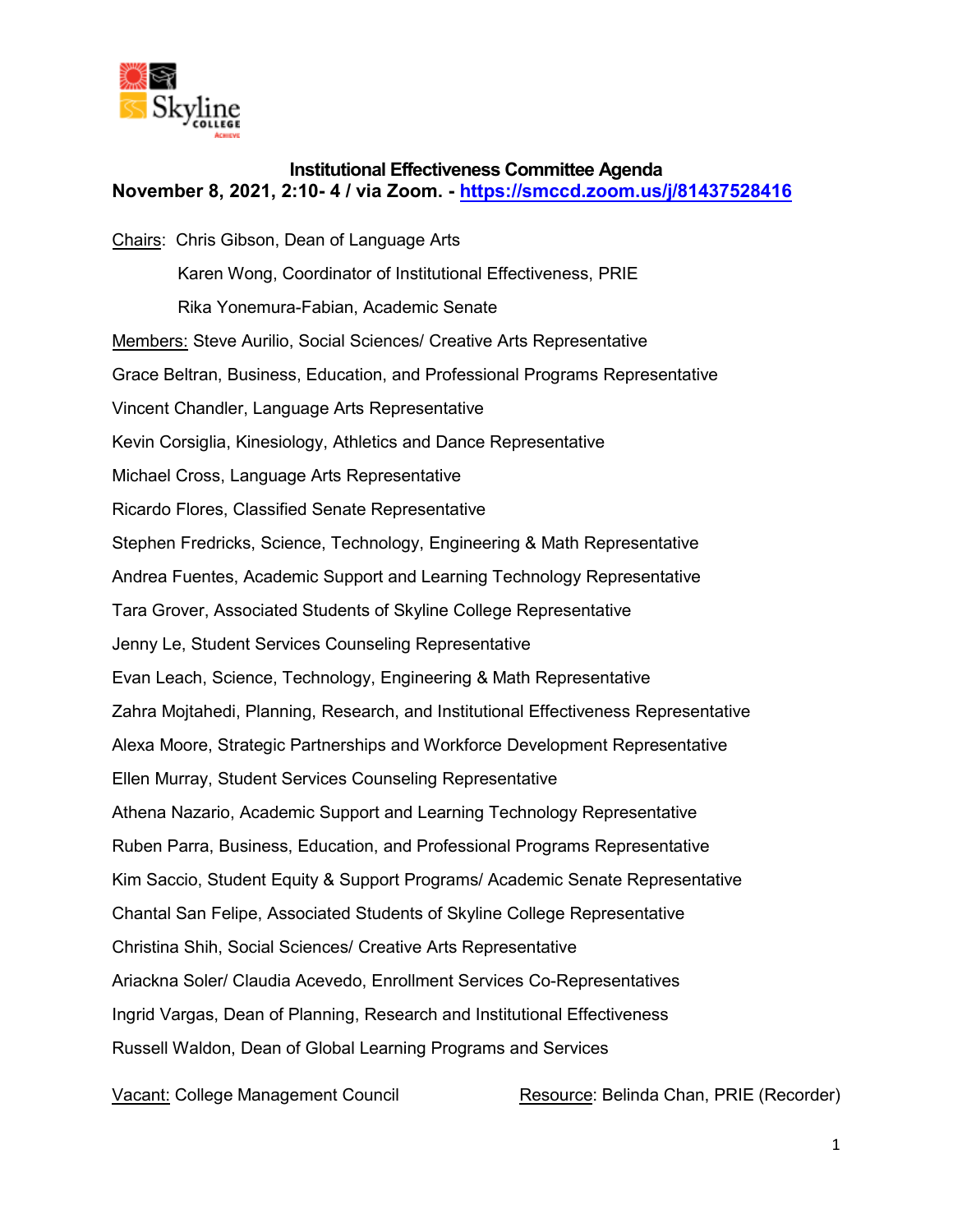# Institutional Effectiveness Committee Agenda

**November 8, 2021, 2:10- 4 / via Zoom. - [https://smccd.zoom.us/j/81437528416](https://smccd.zoom.us/j/81437528416)**

Chairs: Chris Gibson, Dean of Language Arts
Karen Wong, Coordinator of Institutional Effectiveness, PRIE
Rika Yonemura-Fabian, Academic Senate

Members: Steve Aurilio, Social Sciences/ Creative Arts Representative
Grace Beltran, Business, Education, and Professional Programs Representative
Vincent Chandler, Language Arts Representative
Kevin Corsiglia, Kinesiology, Athletics and Dance Representative
Michael Cross, Language Arts Representative
Ricardo Flores, Classified Senate Representative
Stephen Fredricks, Science, Technology, Engineering & Math Representative
Andrea Fuentes, Academic Support and Learning Technology Representative
Tara Grover, Associated Students of Skyline College Representative
Jenny Le, Student Services Counseling Representative
Evan Leach, Science, Technology, Engineering & Math Representative
Zahra Mojtahedi, Planning, Research, and Institutional Effectiveness Representative
Alexa Moore, Strategic Partnerships and Workforce Development Representative
Ellen Murray, Student Services Counseling Representative
Athena Nazario, Academic Support and Learning Technology Representative
Ruben Parra, Business, Education, and Professional Programs Representative
Kim Saccio, Student Equity & Support Programs/ Academic Senate Representative
Chantal San Felipe, Associated Students of Skyline College Representative
Christina Shih, Social Sciences/ Creative Arts Representative
Ariackna Soler/ Claudia Acevedo, Enrollment Services Co-Representatives
Ingrid Vargas, Dean of Planning, Research and Institutional Effectiveness
Russell Waldon, Dean of Global Learning Programs and Services

Vacant: College Management Council

Resource: Belinda Chan, PRIE (Recorder)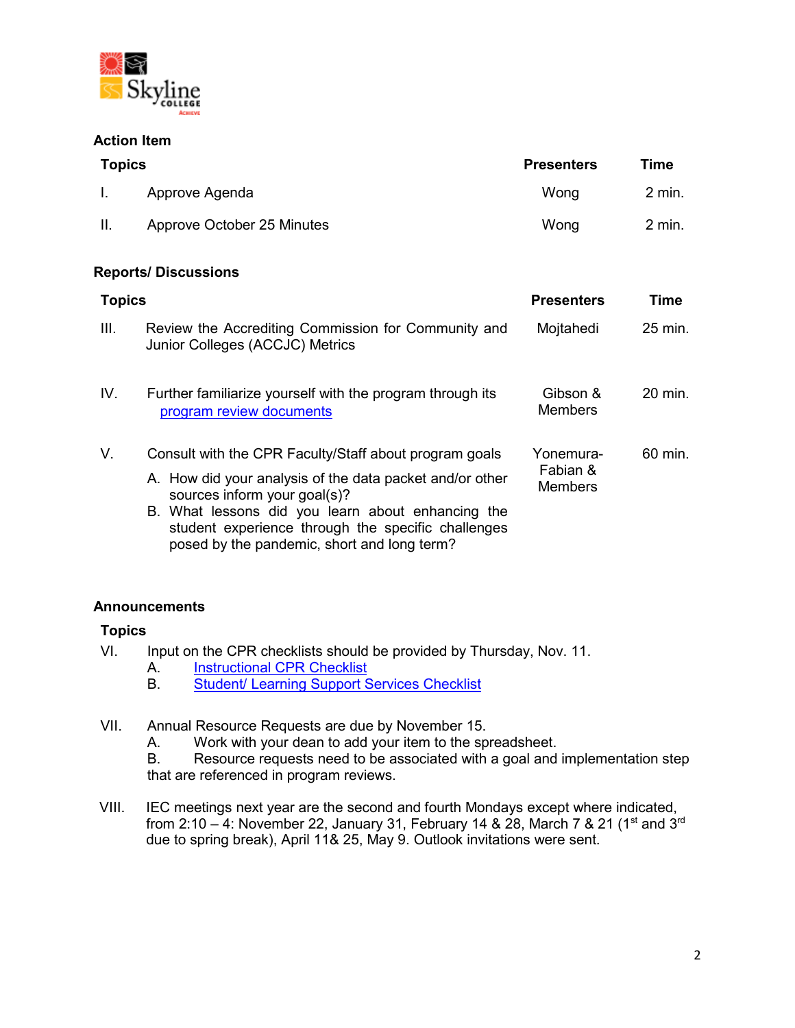## Action Item

| Topics | | Presenters | Time |
|---|---|---|---|
| I. | Approve Agenda | Wong | 2 min. |
| II. | Approve October 25 Minutes | Wong | 2 min. |

## Reports/ Discussions

| Topics | | Presenters | Time |
|---|---|---|---|
| III. | Review the Accrediting Commission for Community and Junior Colleges (ACCJC) Metrics | Mojtahedi | 25 min. |
| IV. | Further familiarize yourself with the program through its program review documents | Gibson & Members | 20 min. |
| V. | Consult with the CPR Faculty/Staff about program goals<br>A. How did your analysis of the data packet and/or other sources inform your goal(s)?<br>B. What lessons did you learn about enhancing the student experience through the specific challenges posed by the pandemic, short and long term? | Yonemura-Fabian & Members | 60 min. |

## Announcements

**Topics**

VI. Input on the CPR checklists should be provided by Thursday, Nov. 11.
- A. Instructional CPR Checklist
- B. Student/ Learning Support Services Checklist

VII. Annual Resource Requests are due by November 15.
- A. Work with your dean to add your item to the spreadsheet.
- B. Resource requests need to be associated with a goal and implementation step that are referenced in program reviews.

VIII. IEC meetings next year are the second and fourth Mondays except where indicated, from 2:10 – 4: November 22, January 31, February 14 & 28, March 7 & 21 (1st and 3rd due to spring break), April 11& 25, May 9. Outlook invitations were sent.